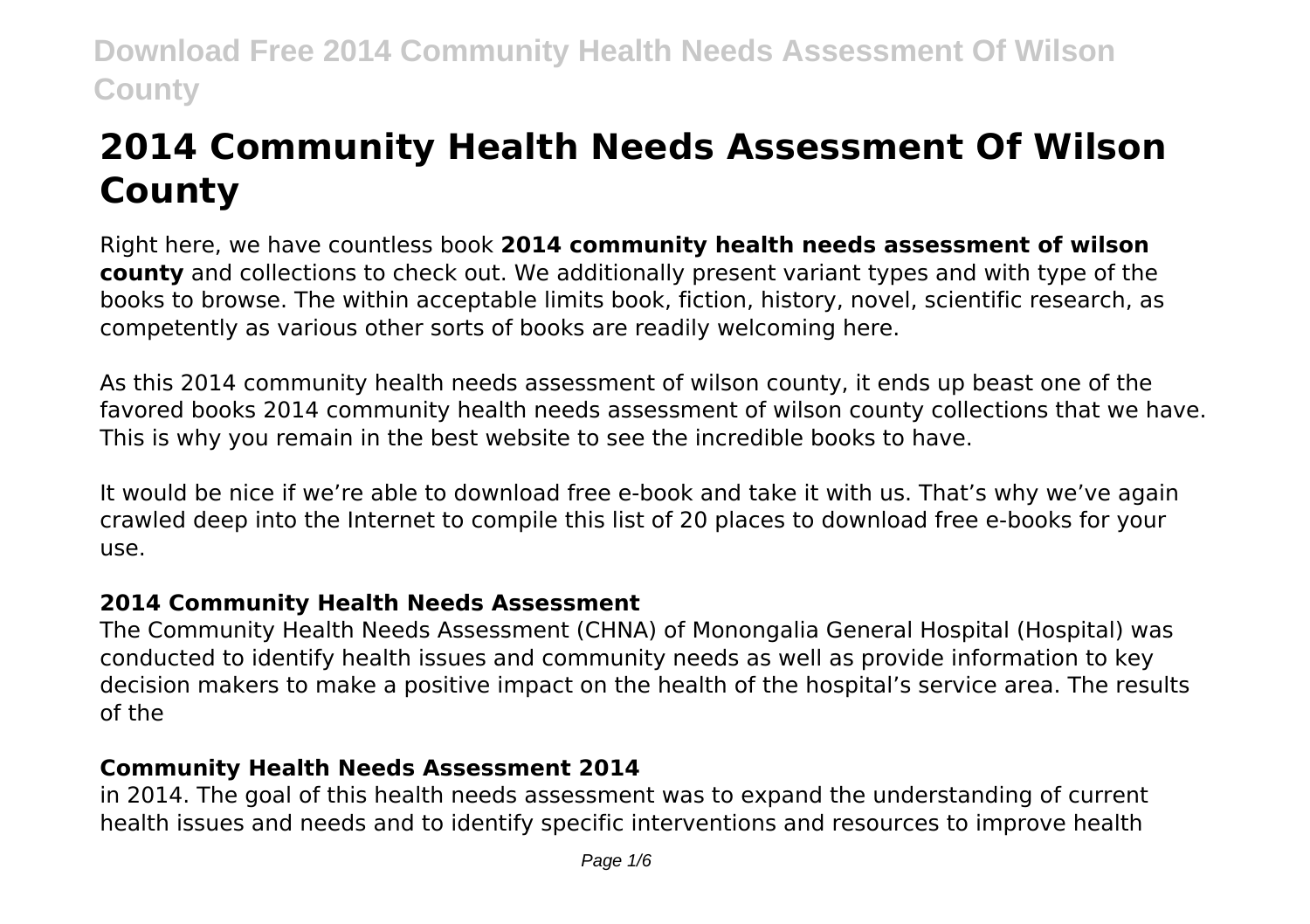# 2014 Community Health Needs Assessment Of Wilson County

Right here, we have countless book **2014 community health needs assessment of wilson county** and collections to check out. We additionally present variant types and with type of the books to browse. The within acceptable limits book, fiction, history, novel, scientific research, as competently as various other sorts of books are readily welcoming here.

As this 2014 community health needs assessment of wilson county, it ends up beast one of the favored books 2014 community health needs assessment of wilson county collections that we have. This is why you remain in the best website to see the incredible books to have.

It would be nice if we're able to download free e-book and take it with us. That's why we've again crawled deep into the Internet to compile this list of 20 places to download free e-books for your use.

## 2014 Community Health Needs Assessment

The Community Health Needs Assessment (CHNA) of Monongalia General Hospital (Hospital) was conducted to identify health issues and community needs as well as provide information to key decision makers to make a positive impact on the health of the hospital's service area. The results of the

## Community Health Needs Assessment 2014

in 2014. The goal of this health needs assessment was to expand the understanding of current health issues and needs and to identify specific interventions and resources to improve health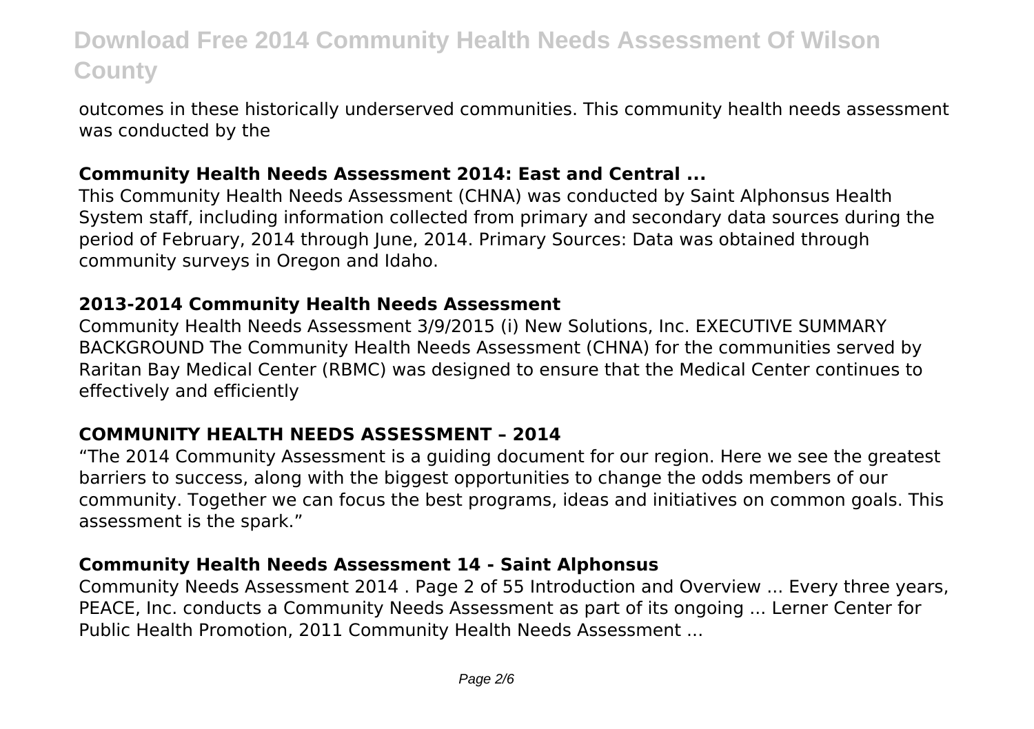outcomes in these historically underserved communities. This community health needs assessment was conducted by the

### Community Health Needs Assessment 2014: East and Central ...

This Community Health Needs Assessment (CHNA) was conducted by Saint Alphonsus Health System staff, including information collected from primary and secondary data sources during the period of February, 2014 through June, 2014. Primary Sources: Data was obtained through community surveys in Oregon and Idaho.

### 2013-2014 Community Health Needs Assessment

Community Health Needs Assessment 3/9/2015 (i) New Solutions, Inc. EXECUTIVE SUMMARY BACKGROUND The Community Health Needs Assessment (CHNA) for the communities served by Raritan Bay Medical Center (RBMC) was designed to ensure that the Medical Center continues to effectively and efficiently

### COMMUNITY HEALTH NEEDS ASSESSMENT – 2014

"The 2014 Community Assessment is a guiding document for our region. Here we see the greatest barriers to success, along with the biggest opportunities to change the odds members of our community. Together we can focus the best programs, ideas and initiatives on common goals. This assessment is the spark."

### Community Health Needs Assessment 14 - Saint Alphonsus

Community Needs Assessment 2014 . Page 2 of 55 Introduction and Overview ... Every three years, PEACE, Inc. conducts a Community Needs Assessment as part of its ongoing ... Lerner Center for Public Health Promotion, 2011 Community Health Needs Assessment ...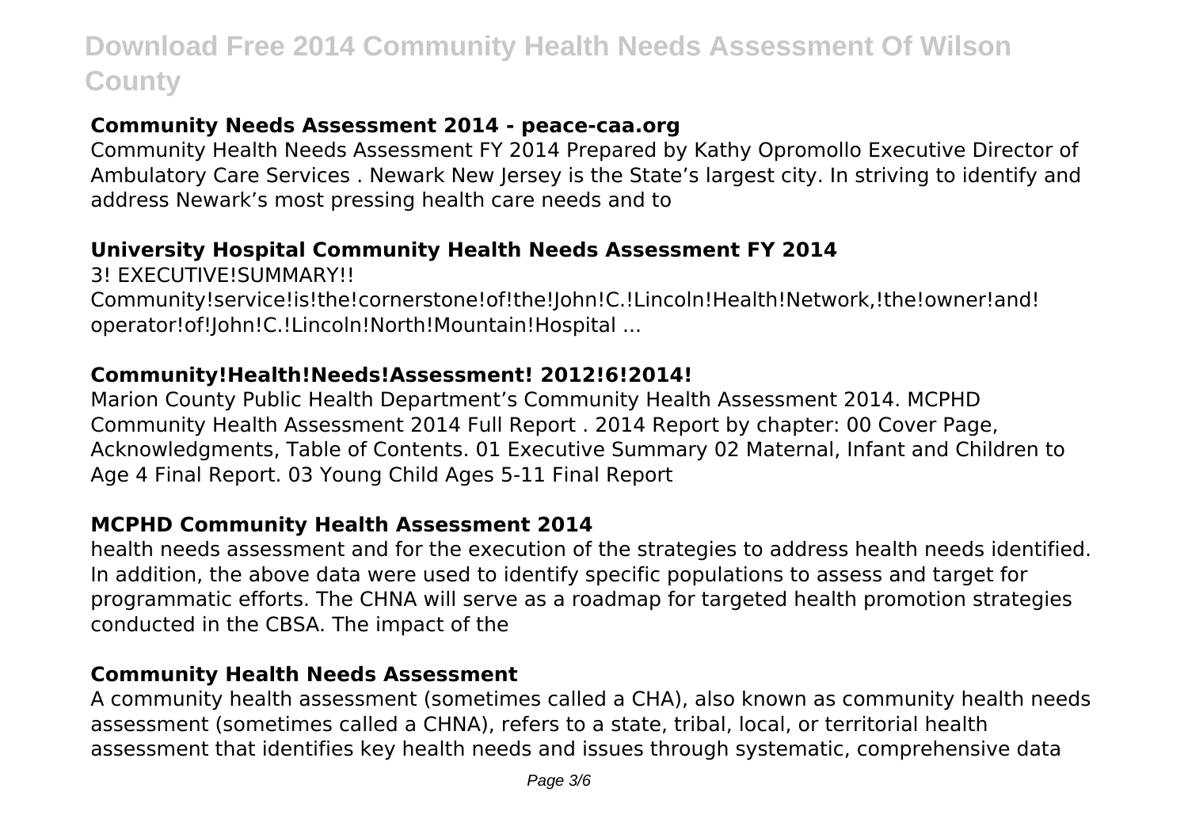# Download Free 2014 Community Health Needs Assessment Of Wilson County

### **Community Needs Assessment 2014 - peace-caa.org**

Community Health Needs Assessment FY 2014 Prepared by Kathy Opromollo Executive Director of Ambulatory Care Services . Newark New Jersey is the State's largest city. In striving to identify and address Newark's most pressing health care needs and to

### **University Hospital Community Health Needs Assessment FY 2014**

3! EXECUTIVE!SUMMARY!!
Community!service!is!the!cornerstone!of!the!John!C.!Lincoln!Health!Network,!the!owner!and!operator!of!John!C.!Lincoln!North!Mountain!Hospital ...

### **Community!Health!Needs!Assessment! 2012!6!2014!**

Marion County Public Health Department's Community Health Assessment 2014. MCPHD Community Health Assessment 2014 Full Report . 2014 Report by chapter: 00 Cover Page, Acknowledgments, Table of Contents. 01 Executive Summary 02 Maternal, Infant and Children to Age 4 Final Report. 03 Young Child Ages 5-11 Final Report

### **MCPHD Community Health Assessment 2014**

health needs assessment and for the execution of the strategies to address health needs identified. In addition, the above data were used to identify specific populations to assess and target for programmatic efforts. The CHNA will serve as a roadmap for targeted health promotion strategies conducted in the CBSA. The impact of the

### **Community Health Needs Assessment**

A community health assessment (sometimes called a CHA), also known as community health needs assessment (sometimes called a CHNA), refers to a state, tribal, local, or territorial health assessment that identifies key health needs and issues through systematic, comprehensive data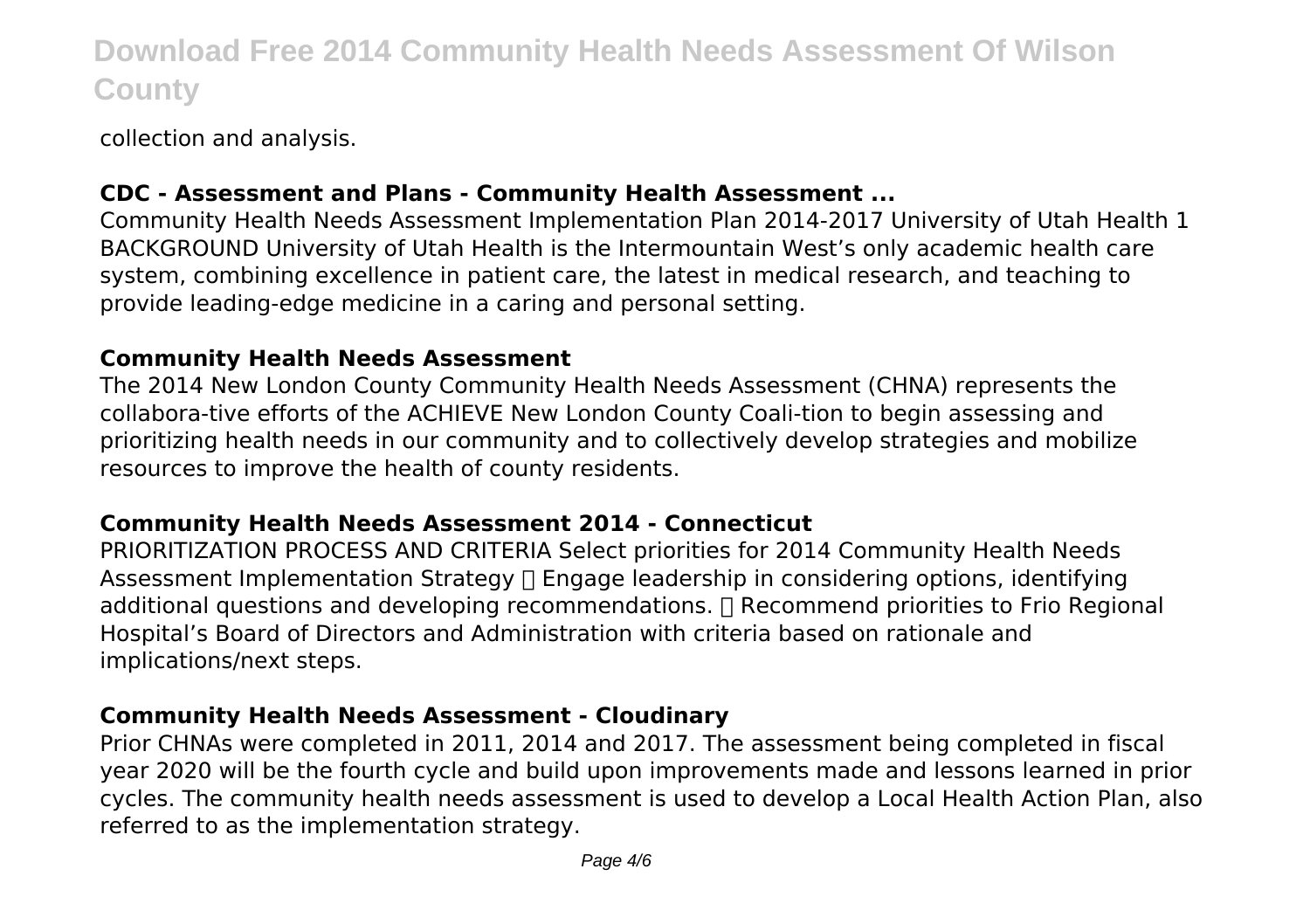collection and analysis.

### CDC - Assessment and Plans - Community Health Assessment ...

Community Health Needs Assessment Implementation Plan 2014-2017 University of Utah Health 1 BACKGROUND University of Utah Health is the Intermountain West's only academic health care system, combining excellence in patient care, the latest in medical research, and teaching to provide leading-edge medicine in a caring and personal setting.

### Community Health Needs Assessment

The 2014 New London County Community Health Needs Assessment (CHNA) represents the collabora-tive efforts of the ACHIEVE New London County Coali-tion to begin assessing and prioritizing health needs in our community and to collectively develop strategies and mobilize resources to improve the health of county residents.

### Community Health Needs Assessment 2014 - Connecticut

PRIORITIZATION PROCESS AND CRITERIA Select priorities for 2014 Community Health Needs Assessment Implementation Strategy  Engage leadership in considering options, identifying additional questions and developing recommendations.  Recommend priorities to Frio Regional Hospital's Board of Directors and Administration with criteria based on rationale and implications/next steps.

### Community Health Needs Assessment - Cloudinary

Prior CHNAs were completed in 2011, 2014 and 2017. The assessment being completed in fiscal year 2020 will be the fourth cycle and build upon improvements made and lessons learned in prior cycles. The community health needs assessment is used to develop a Local Health Action Plan, also referred to as the implementation strategy.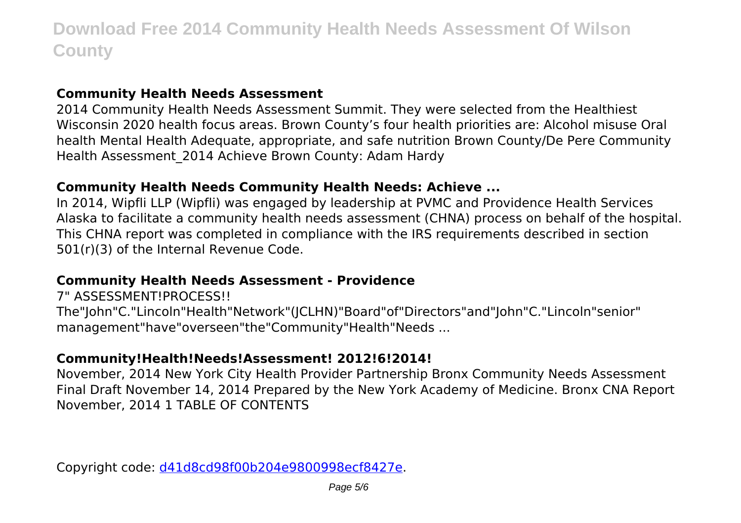## Community Health Needs Assessment

2014 Community Health Needs Assessment Summit. They were selected from the Healthiest Wisconsin 2020 health focus areas. Brown County's four health priorities are: Alcohol misuse Oral health Mental Health Adequate, appropriate, and safe nutrition Brown County/De Pere Community Health Assessment_2014 Achieve Brown County: Adam Hardy

## Community Health Needs Community Health Needs: Achieve ...

In 2014, Wipfli LLP (Wipfli) was engaged by leadership at PVMC and Providence Health Services Alaska to facilitate a community health needs assessment (CHNA) process on behalf of the hospital. This CHNA report was completed in compliance with the IRS requirements described in section 501(r)(3) of the Internal Revenue Code.

## Community Health Needs Assessment - Providence

7" ASSESSMENT!PROCESS!!
The"John"C."Lincoln"Health"Network"(JCLHN)"Board"of"Directors"and"John"C."Lincoln"senior" management"have"overseen"the"Community"Health"Needs ...

## Community!Health!Needs!Assessment! 2012!6!2014!

November, 2014 New York City Health Provider Partnership Bronx Community Needs Assessment Final Draft November 14, 2014 Prepared by the New York Academy of Medicine. Bronx CNA Report November, 2014 1 TABLE OF CONTENTS

Copyright code: d41d8cd98f00b204e9800998ecf8427e.